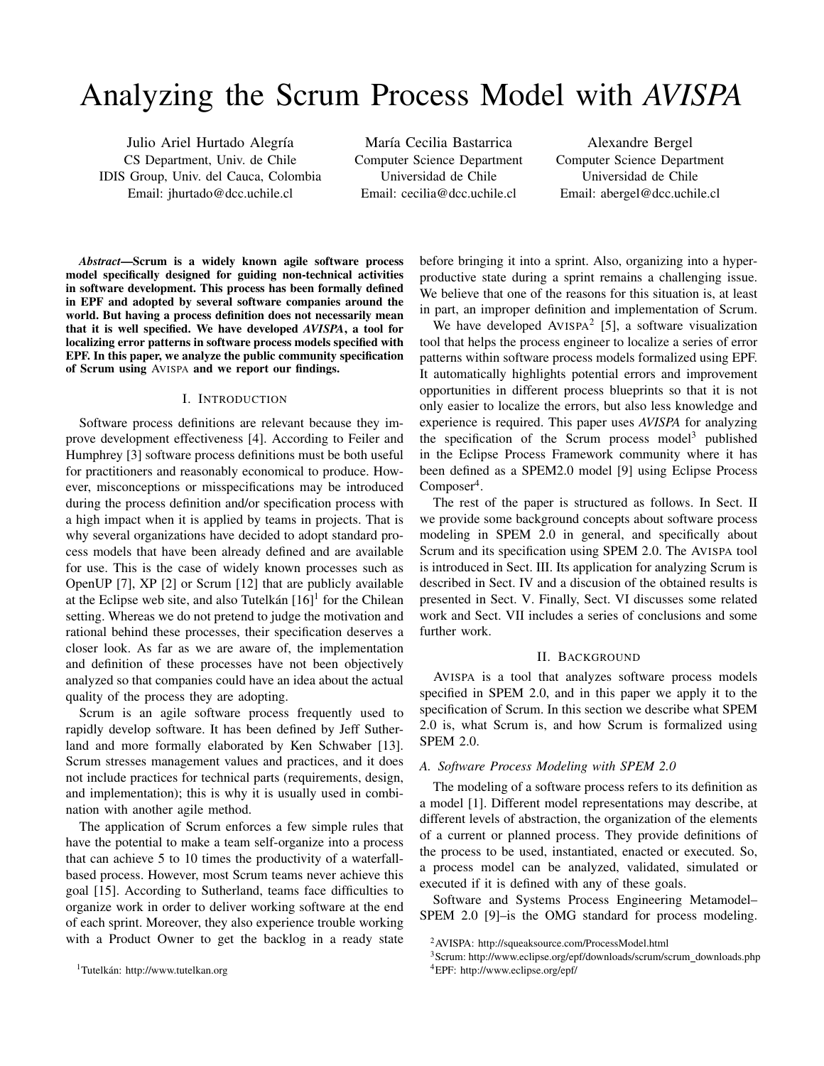# Analyzing the Scrum Process Model with *AVISPA*

Julio Ariel Hurtado Alegría
CS Department, Univ. de Chile
IDIS Group, Univ. del Cauca, Colombia
Email: jhurtado@dcc.uchile.cl

María Cecilia Bastarrica
Computer Science Department
Universidad de Chile
Email: cecilia@dcc.uchile.cl

Alexandre Bergel
Computer Science Department
Universidad de Chile
Email: abergel@dcc.uchile.cl

***Abstract*—Scrum is a widely known agile software process model specifically designed for guiding non-technical activities in software development. This process has been formally defined in EPF and adopted by several software companies around the world. But having a process definition does not necessarily mean that it is well specified. We have developed *AVISPA*, a tool for localizing error patterns in software process models specified with EPF. In this paper, we analyze the public community specification of Scrum using AVISPA and we report our findings.**

## I. Introduction

Software process definitions are relevant because they improve development effectiveness [4]. According to Feiler and Humphrey [3] software process definitions must be both useful for practitioners and reasonably economical to produce. However, misconceptions or misspecifications may be introduced during the process definition and/or specification process with a high impact when it is applied by teams in projects. That is why several organizations have decided to adopt standard process models that have been already defined and are available for use. This is the case of widely known processes such as OpenUP [7], XP [2] or Scrum [12] that are publicly available at the Eclipse web site, and also Tutelkán [16][1] for the Chilean setting. Whereas we do not pretend to judge the motivation and rational behind these processes, their specification deserves a closer look. As far as we are aware of, the implementation and definition of these processes have not been objectively analyzed so that companies could have an idea about the actual quality of the process they are adopting.

Scrum is an agile software process frequently used to rapidly develop software. It has been defined by Jeff Sutherland and more formally elaborated by Ken Schwaber [13]. Scrum stresses management values and practices, and it does not include practices for technical parts (requirements, design, and implementation); this is why it is usually used in combination with another agile method.

The application of Scrum enforces a few simple rules that have the potential to make a team self-organize into a process that can achieve 5 to 10 times the productivity of a waterfall-based process. However, most Scrum teams never achieve this goal [15]. According to Sutherland, teams face difficulties to organize work in order to deliver working software at the end of each sprint. Moreover, they also experience trouble working with a Product Owner to get the backlog in a ready state before bringing it into a sprint. Also, organizing into a hyper-productive state during a sprint remains a challenging issue. We believe that one of the reasons for this situation is, at least in part, an improper definition and implementation of Scrum.

We have developed AVISPA[2] [5], a software visualization tool that helps the process engineer to localize a series of error patterns within software process models formalized using EPF. It automatically highlights potential errors and improvement opportunities in different process blueprints so that it is not only easier to localize the errors, but also less knowledge and experience is required. This paper uses *AVISPA* for analyzing the specification of the Scrum process model[3] published in the Eclipse Process Framework community where it has been defined as a SPEM2.0 model [9] using Eclipse Process Composer[4].

The rest of the paper is structured as follows. In Sect. II we provide some background concepts about software process modeling in SPEM 2.0 in general, and specifically about Scrum and its specification using SPEM 2.0. The AVISPA tool is introduced in Sect. III. Its application for analyzing Scrum is described in Sect. IV and a discussion of the obtained results is presented in Sect. V. Finally, Sect. VI discusses some related work and Sect. VII includes a series of conclusions and some further work.

## II. Background

AVISPA is a tool that analyzes software process models specified in SPEM 2.0, and in this paper we apply it to the specification of Scrum. In this section we describe what SPEM 2.0 is, what Scrum is, and how Scrum is formalized using SPEM 2.0.

### A. Software Process Modeling with SPEM 2.0

The modeling of a software process refers to its definition as a model [1]. Different model representations may describe, at different levels of abstraction, the organization of the elements of a current or planned process. They provide definitions of the process to be used, instantiated, enacted or executed. So, a process model can be analyzed, validated, simulated or executed if it is defined with any of these goals.

Software and Systems Process Engineering Metamodel–SPEM 2.0 [9]–is the OMG standard for process modeling.

[1] Tutelkán: http://www.tutelkan.org

[2] AVISPA: http://squeaksource.com/ProcessModel.html

[3] Scrum: http://www.eclipse.org/epf/downloads/scrum/scrum_downloads.php

[4] EPF: http://www.eclipse.org/epf/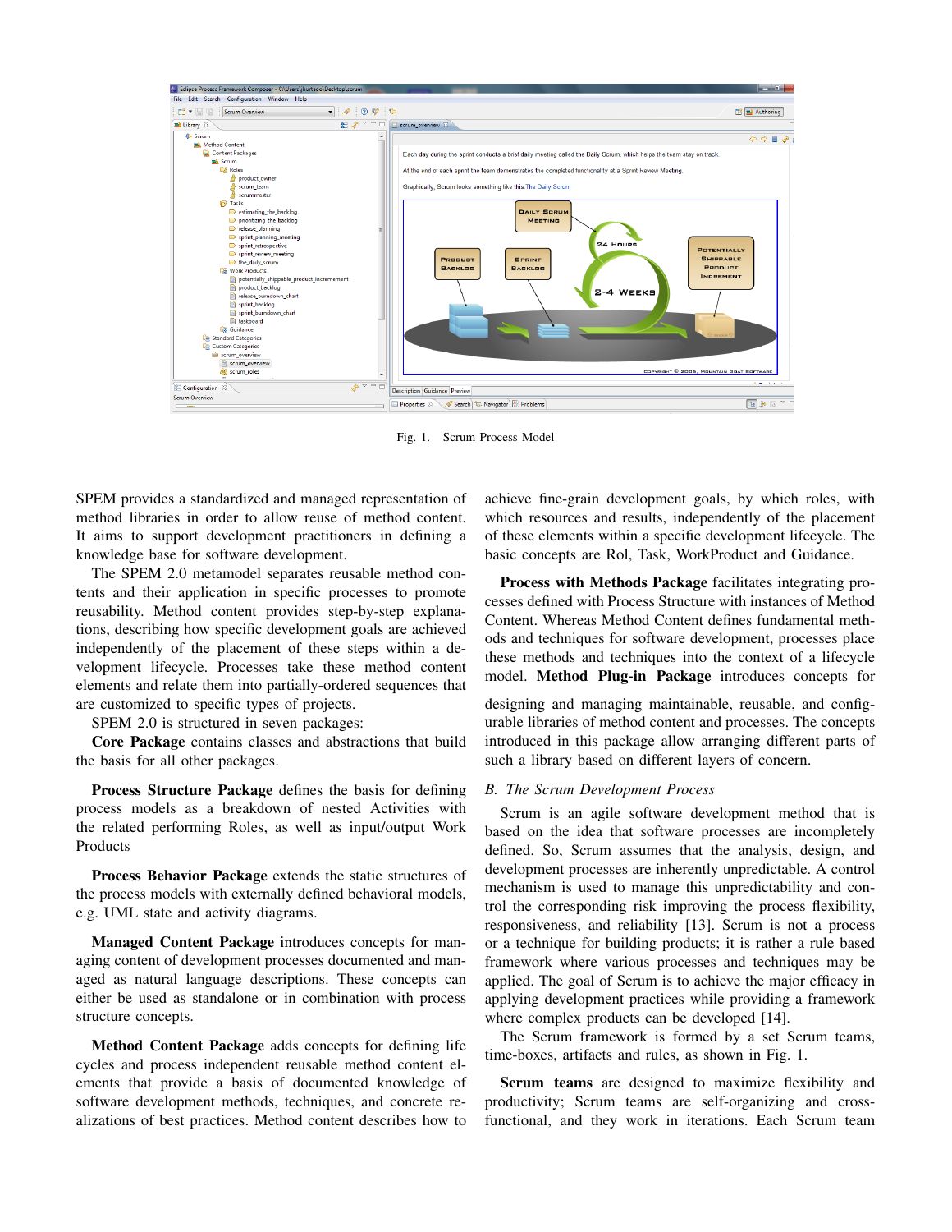Fig. 1. Scrum Process Model

SPEM provides a standardized and managed representation of method libraries in order to allow reuse of method content. It aims to support development practitioners in defining a knowledge base for software development.

The SPEM 2.0 metamodel separates reusable method contents and their application in specific processes to promote reusability. Method content provides step-by-step explanations, describing how specific development goals are achieved independently of the placement of these steps within a development lifecycle. Processes take these method content elements and relate them into partially-ordered sequences that are customized to specific types of projects.

SPEM 2.0 is structured in seven packages:

**Core Package** contains classes and abstractions that build the basis for all other packages.

**Process Structure Package** defines the basis for defining process models as a breakdown of nested Activities with the related performing Roles, as well as input/output Work Products

**Process Behavior Package** extends the static structures of the process models with externally defined behavioral models, e.g. UML state and activity diagrams.

**Managed Content Package** introduces concepts for managing content of development processes documented and managed as natural language descriptions. These concepts can either be used as standalone or in combination with process structure concepts.

**Method Content Package** adds concepts for defining life cycles and process independent reusable method content elements that provide a basis of documented knowledge of software development methods, techniques, and concrete realizations of best practices. Method content describes how to achieve fine-grain development goals, by which roles, with which resources and results, independently of the placement of these elements within a specific development lifecycle. The basic concepts are Rol, Task, WorkProduct and Guidance.

**Process with Methods Package** facilitates integrating processes defined with Process Structure with instances of Method Content. Whereas Method Content defines fundamental methods and techniques for software development, processes place these methods and techniques into the context of a lifecycle model. **Method Plug-in Package** introduces concepts for designing and managing maintainable, reusable, and configurable libraries of method content and processes. The concepts introduced in this package allow arranging different parts of such a library based on different layers of concern.

### *B. The Scrum Development Process*

Scrum is an agile software development method that is based on the idea that software processes are incompletely defined. So, Scrum assumes that the analysis, design, and development processes are inherently unpredictable. A control mechanism is used to manage this unpredictability and control the corresponding risk improving the process flexibility, responsiveness, and reliability [13]. Scrum is not a process or a technique for building products; it is rather a rule based framework where various processes and techniques may be applied. The goal of Scrum is to achieve the major efficacy in applying development practices while providing a framework where complex products can be developed [14].

The Scrum framework is formed by a set Scrum teams, time-boxes, artifacts and rules, as shown in Fig. 1.

**Scrum teams** are designed to maximize flexibility and productivity; Scrum teams are self-organizing and cross-functional, and they work in iterations. Each Scrum team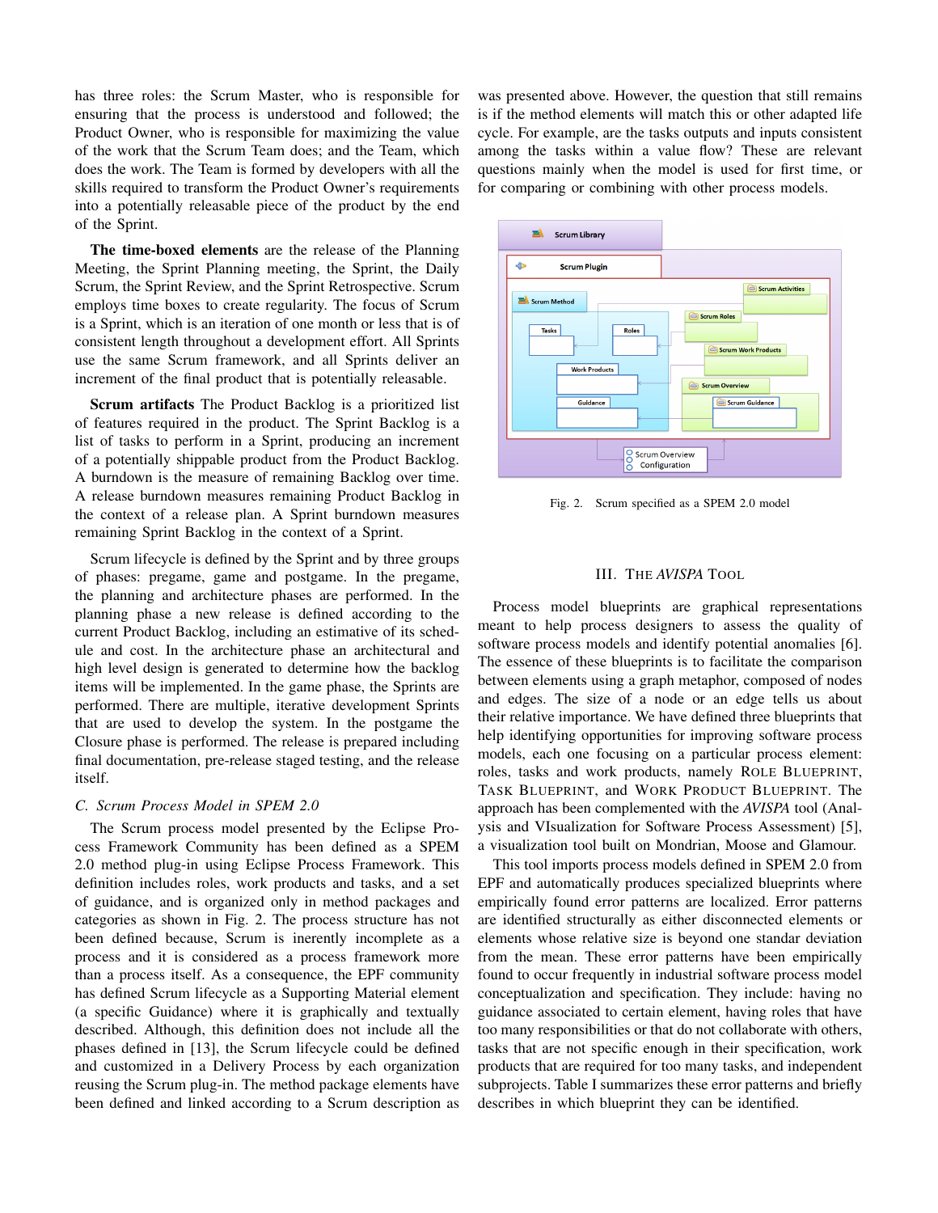has three roles: the Scrum Master, who is responsible for ensuring that the process is understood and followed; the Product Owner, who is responsible for maximizing the value of the work that the Scrum Team does; and the Team, which does the work. The Team is formed by developers with all the skills required to transform the Product Owner's requirements into a potentially releasable piece of the product by the end of the Sprint.

**The time-boxed elements** are the release of the Planning Meeting, the Sprint Planning meeting, the Sprint, the Daily Scrum, the Sprint Review, and the Sprint Retrospective. Scrum employs time boxes to create regularity. The focus of Scrum is a Sprint, which is an iteration of one month or less that is of consistent length throughout a development effort. All Sprints use the same Scrum framework, and all Sprints deliver an increment of the final product that is potentially releasable.

**Scrum artifacts** The Product Backlog is a prioritized list of features required in the product. The Sprint Backlog is a list of tasks to perform in a Sprint, producing an increment of a potentially shippable product from the Product Backlog. A burndown is the measure of remaining Backlog over time. A release burndown measures remaining Product Backlog in the context of a release plan. A Sprint burndown measures remaining Sprint Backlog in the context of a Sprint.

Scrum lifecycle is defined by the Sprint and by three groups of phases: pregame, game and postgame. In the pregame, the planning and architecture phases are performed. In the planning phase a new release is defined according to the current Product Backlog, including an estimative of its schedule and cost. In the architecture phase an architectural and high level design is generated to determine how the backlog items will be implemented. In the game phase, the Sprints are performed. There are multiple, iterative development Sprints that are used to develop the system. In the postgame the Closure phase is performed. The release is prepared including final documentation, pre-release staged testing, and the release itself.

### C. Scrum Process Model in SPEM 2.0

The Scrum process model presented by the Eclipse Process Framework Community has been defined as a SPEM 2.0 method plug-in using Eclipse Process Framework. This definition includes roles, work products and tasks, and a set of guidance, and is organized only in method packages and categories as shown in Fig. 2. The process structure has not been defined because, Scrum is inerently incomplete as a process and it is considered as a process framework more than a process itself. As a consequence, the EPF community has defined Scrum lifecycle as a Supporting Material element (a specific Guidance) where it is graphically and textually described. Although, this definition does not include all the phases defined in [13], the Scrum lifecycle could be defined and customized in a Delivery Process by each organization reusing the Scrum plug-in. The method package elements have been defined and linked according to a Scrum description as was presented above. However, the question that still remains is if the method elements will match this or other adapted life cycle. For example, are the tasks outputs and inputs consistent among the tasks within a value flow? These are relevant questions mainly when the model is used for first time, or for comparing or combining with other process models.

Scrum Library
Scrum Plugin
Scrum Method
Tasks
Roles
Work Products
Guidance
Scrum Activities
Scrum Roles
Scrum Work Products
Scrum Overview
Scrum Guidance
Scrum Overview Configuration

Fig. 2. Scrum specified as a SPEM 2.0 model

## III. The *AVISPA* Tool

Process model blueprints are graphical representations meant to help process designers to assess the quality of software process models and identify potential anomalies [6]. The essence of these blueprints is to facilitate the comparison between elements using a graph metaphor, composed of nodes and edges. The size of a node or an edge tells us about their relative importance. We have defined three blueprints that help identifying opportunities for improving software process models, each one focusing on a particular process element: roles, tasks and work products, namely Role Blueprint, Task Blueprint, and Work Product Blueprint. The approach has been complemented with the *AVISPA* tool (Analysis and VIsualization for Software Process Assessment) [5], a visualization tool built on Mondrian, Moose and Glamour.

This tool imports process models defined in SPEM 2.0 from EPF and automatically produces specialized blueprints where empirically found error patterns are localized. Error patterns are identified structurally as either disconnected elements or elements whose relative size is beyond one standar deviation from the mean. These error patterns have been empirically found to occur frequently in industrial software process model conceptualization and specification. They include: having no guidance associated to certain element, having roles that have too many responsibilities or that do not collaborate with others, tasks that are not specific enough in their specification, work products that are required for too many tasks, and independent subprojects. Table I summarizes these error patterns and briefly describes in which blueprint they can be identified.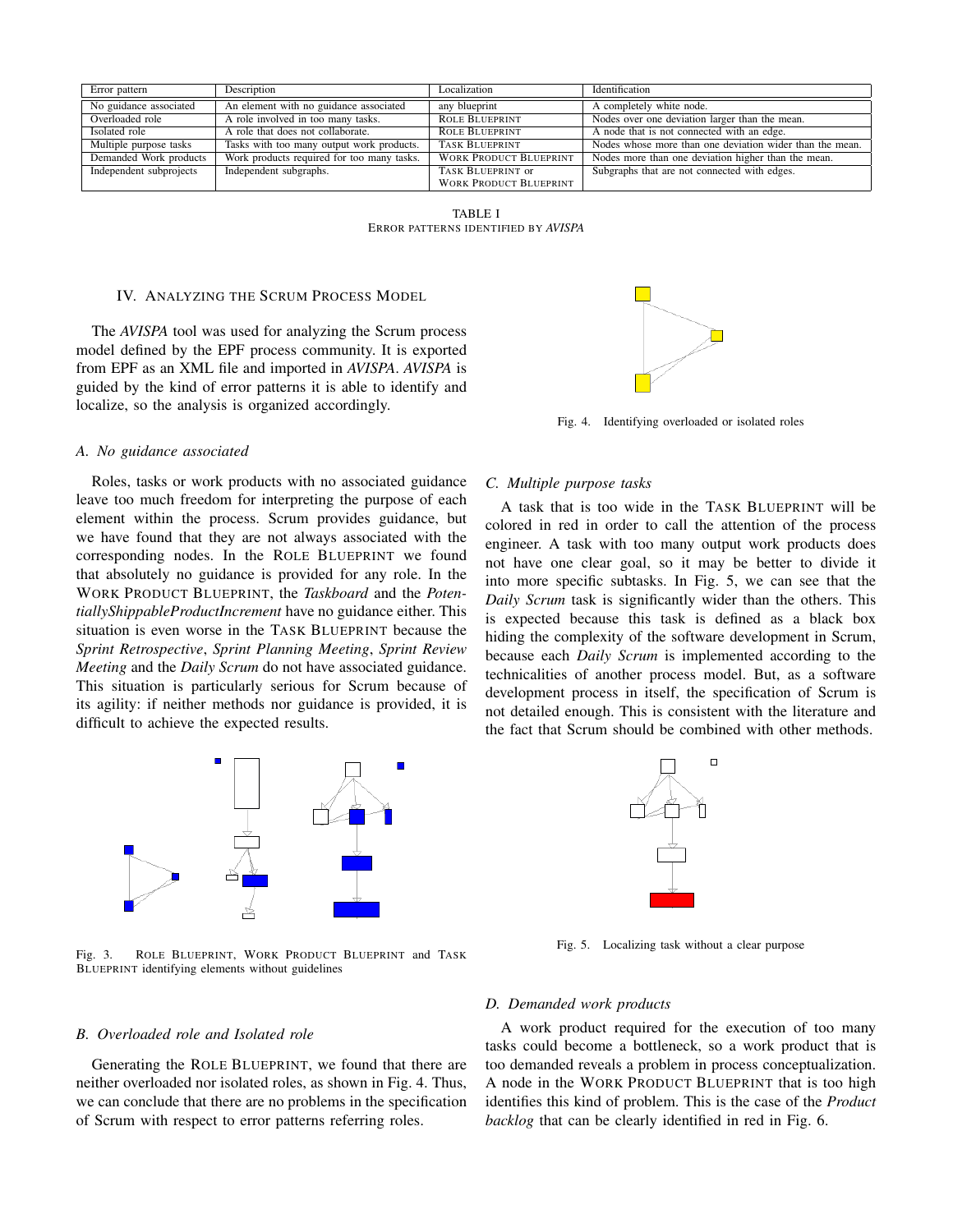| Error pattern | Description | Localization | Identification |
|---|---|---|---|
| No guidance associated | An element with no guidance associated | any blueprint | A completely white node. |
| Overloaded role | A role involved in too many tasks. | ROLE BLUEPRINT | Nodes over one deviation larger than the mean. |
| Isolated role | A role that does not collaborate. | ROLE BLUEPRINT | A node that is not connected with an edge. |
| Multiple purpose tasks | Tasks with too many output work products. | TASK BLUEPRINT | Nodes whose more than one deviation wider than the mean. |
| Demanded Work products | Work products required for too many tasks. | WORK PRODUCT BLUEPRINT | Nodes more than one deviation higher than the mean. |
| Independent subprojects | Independent subgraphs. | TASK BLUEPRINT or WORK PRODUCT BLUEPRINT | Subgraphs that are not connected with edges. |

TABLE I
ERROR PATTERNS IDENTIFIED BY *AVISPA*

## IV. ANALYZING THE SCRUM PROCESS MODEL

The *AVISPA* tool was used for analyzing the Scrum process model defined by the EPF process community. It is exported from EPF as an XML file and imported in *AVISPA*. *AVISPA* is guided by the kind of error patterns it is able to identify and localize, so the analysis is organized accordingly.

### A. No guidance associated

Roles, tasks or work products with no associated guidance leave too much freedom for interpreting the purpose of each element within the process. Scrum provides guidance, but we have found that they are not always associated with the corresponding nodes. In the ROLE BLUEPRINT we found that absolutely no guidance is provided for any role. In the WORK PRODUCT BLUEPRINT, the *Taskboard* and the *PotentiallyShippableProductIncrement* have no guidance either. This situation is even worse in the TASK BLUEPRINT because the *Sprint Retrospective*, *Sprint Planning Meeting*, *Sprint Review Meeting* and the *Daily Scrum* do not have associated guidance. This situation is particularly serious for Scrum because of its agility: if neither methods nor guidance is provided, it is difficult to achieve the expected results.

Fig. 3. ROLE BLUEPRINT, WORK PRODUCT BLUEPRINT and TASK BLUEPRINT identifying elements without guidelines

### B. Overloaded role and Isolated role

Generating the ROLE BLUEPRINT, we found that there are neither overloaded nor isolated roles, as shown in Fig. 4. Thus, we can conclude that there are no problems in the specification of Scrum with respect to error patterns referring roles.

Fig. 4. Identifying overloaded or isolated roles

### C. Multiple purpose tasks

A task that is too wide in the TASK BLUEPRINT will be colored in red in order to call the attention of the process engineer. A task with too many output work products does not have one clear goal, so it may be better to divide it into more specific subtasks. In Fig. 5, we can see that the *Daily Scrum* task is significantly wider than the others. This is expected because this task is defined as a black box hiding the complexity of the software development in Scrum, because each *Daily Scrum* is implemented according to the technicalities of another process model. But, as a software development process in itself, the specification of Scrum is not detailed enough. This is consistent with the literature and the fact that Scrum should be combined with other methods.

Fig. 5. Localizing task without a clear purpose

### D. Demanded work products

A work product required for the execution of too many tasks could become a bottleneck, so a work product that is too demanded reveals a problem in process conceptualization. A node in the WORK PRODUCT BLUEPRINT that is too high identifies this kind of problem. This is the case of the *Product backlog* that can be clearly identified in red in Fig. 6.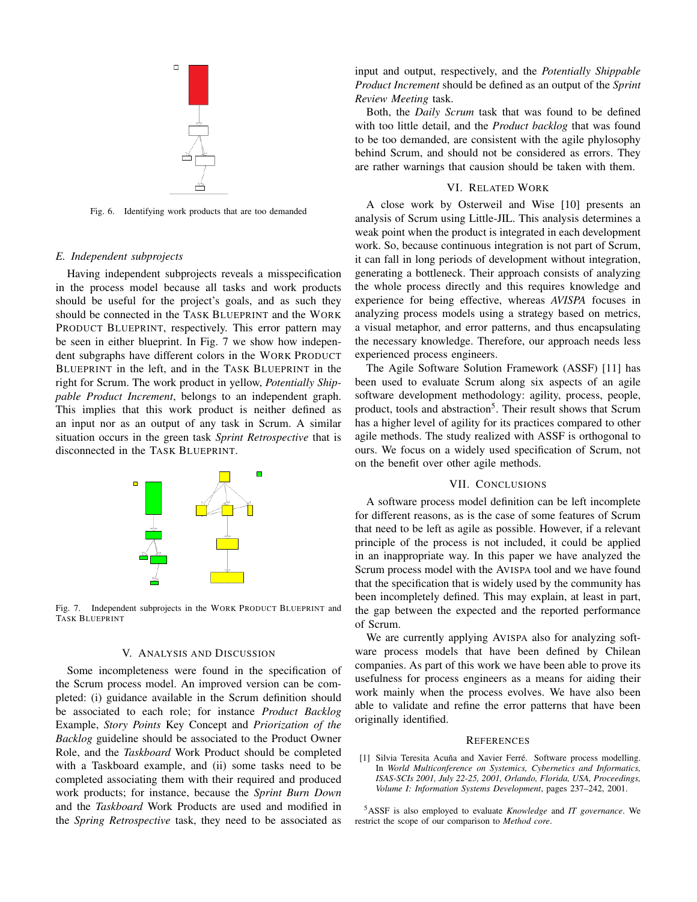Fig. 6. Identifying work products that are too demanded

### E. Independent subprojects

Having independent subprojects reveals a misspecification in the process model because all tasks and work products should be useful for the project's goals, and as such they should be connected in the TASK BLUEPRINT and the WORK PRODUCT BLUEPRINT, respectively. This error pattern may be seen in either blueprint. In Fig. 7 we show how independent subgraphs have different colors in the WORK PRODUCT BLUEPRINT in the left, and in the TASK BLUEPRINT in the right for Scrum. The work product in yellow, *Potentially Shippable Product Increment*, belongs to an independent graph. This implies that this work product is neither defined as an input nor as an output of any task in Scrum. A similar situation occurs in the green task *Sprint Retrospective* that is disconnected in the TASK BLUEPRINT.

Fig. 7. Independent subprojects in the WORK PRODUCT BLUEPRINT and TASK BLUEPRINT

## V. ANALYSIS AND DISCUSSION

Some incompleteness were found in the specification of the Scrum process model. An improved version can be completed: (i) guidance available in the Scrum definition should be associated to each role; for instance *Product Backlog* Example, *Story Points* Key Concept and *Priorization of the Backlog* guideline should be associated to the Product Owner Role, and the *Taskboard* Work Product should be completed with a Taskboard example, and (ii) some tasks need to be completed associating them with their required and produced work products; for instance, because the *Sprint Burn Down* and the *Taskboard* Work Products are used and modified in the *Spring Retrospective* task, they need to be associated as input and output, respectively, and the *Potentially Shippable Product Increment* should be defined as an output of the *Sprint Review Meeting* task.

Both, the *Daily Scrum* task that was found to be defined with too little detail, and the *Product backlog* that was found to be too demanded, are consistent with the agile phylosophy behind Scrum, and should not be considered as errors. They are rather warnings that causion should be taken with them.

## VI. RELATED WORK

A close work by Osterweil and Wise [10] presents an analysis of Scrum using Little-JIL. This analysis determines a weak point when the product is integrated in each development work. So, because continuous integration is not part of Scrum, it can fall in long periods of development without integration, generating a bottleneck. Their approach consists of analyzing the whole process directly and this requires knowledge and experience for being effective, whereas *AVISPA* focuses in analyzing process models using a strategy based on metrics, a visual metaphor, and error patterns, and thus encapsulating the necessary knowledge. Therefore, our approach needs less experienced process engineers.

The Agile Software Solution Framework (ASSF) [11] has been used to evaluate Scrum along six aspects of an agile software development methodology: agility, process, people, product, tools and abstraction[5]. Their result shows that Scrum has a higher level of agility for its practices compared to other agile methods. The study realized with ASSF is orthogonal to ours. We focus on a widely used specification of Scrum, not on the benefit over other agile methods.

## VII. CONCLUSIONS

A software process model definition can be left incomplete for different reasons, as is the case of some features of Scrum that need to be left as agile as possible. However, if a relevant principle of the process is not included, it could be applied in an inappropriate way. In this paper we have analyzed the Scrum process model with the AVISPA tool and we have found that the specification that is widely used by the community has been incompletely defined. This may explain, at least in part, the gap between the expected and the reported performance of Scrum.

We are currently applying AVISPA also for analyzing software process models that have been defined by Chilean companies. As part of this work we have been able to prove its usefulness for process engineers as a means for aiding their work mainly when the process evolves. We have also been able to validate and refine the error patterns that have been originally identified.

## REFERENCES

[1] Silvia Teresita Acuña and Xavier Ferré. Software process modelling. In *World Multiconference on Systemics, Cybernetics and Informatics, ISAS-SCIs 2001, July 22-25, 2001, Orlando, Florida, USA, Proceedings, Volume I: Information Systems Development*, pages 237–242, 2001.

[5] ASSF is also employed to evaluate *Knowledge* and *IT governance*. We restrict the scope of our comparison to *Method core*.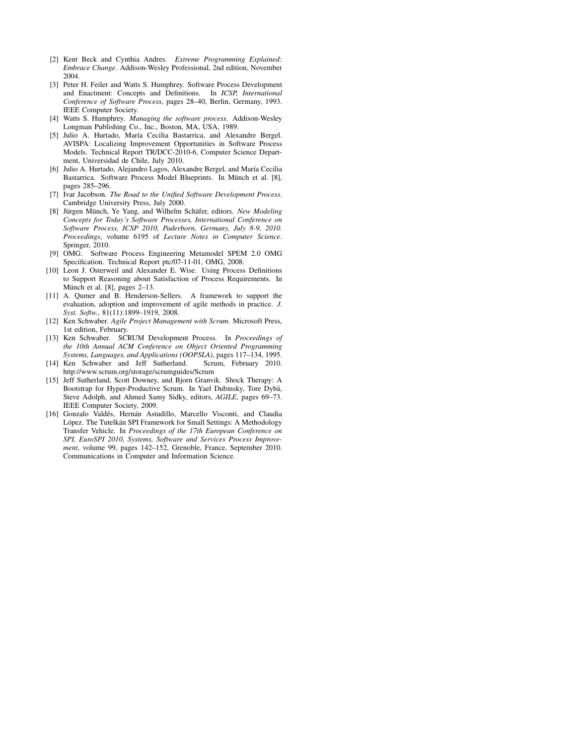[2] Kent Beck and Cynthia Andres. *Extreme Programming Explained: Embrace Change*. Addison-Wesley Professional, 2nd edition, November 2004.

[3] Peter H. Feiler and Watts S. Humphrey. Software Process Development and Enactment: Concepts and Definitions. In *ICSP, International Conference of Software Process*, pages 28–40, Berlin, Germany, 1993. IEEE Computer Society.

[4] Watts S. Humphrey. *Managing the software process*. Addison-Wesley Longman Publishing Co., Inc., Boston, MA, USA, 1989.

[5] Julio A. Hurtado, María Cecilia Bastarrica, and Alexandre Bergel. AVISPA: Localizing Improvement Opportunities in Software Process Models. Technical Report TR/DCC-2010-6, Computer Science Department, Universidad de Chile, July 2010.

[6] Julio A. Hurtado, Alejandro Lagos, Alexandre Bergel, and María Cecilia Bastarrica. Software Process Model Blueprints. In Münch et al. [8], pages 285–296.

[7] Ivar Jacobson. *The Road to the Unified Software Development Process*. Cambridge University Press, July 2000.

[8] Jürgen Münch, Ye Yang, and Wilhelm Schäfer, editors. *New Modeling Concepts for Today's Software Processes, International Conference on Software Process, ICSP 2010, Paderborn, Germany, July 8-9, 2010. Proceedings*, volume 6195 of *Lecture Notes in Computer Science*. Springer, 2010.

[9] OMG. Software Process Engineering Metamodel SPEM 2.0 OMG Specification. Technical Report ptc/07-11-01, OMG, 2008.

[10] Leon J. Osterweil and Alexander E. Wise. Using Process Definitions to Support Reasoning about Satisfaction of Process Requirements. In Münch et al. [8], pages 2–13.

[11] A. Qumer and B. Henderson-Sellers. A framework to support the evaluation, adoption and improvement of agile methods in practice. *J. Syst. Softw.*, 81(11):1899–1919, 2008.

[12] Ken Schwaber. *Agile Project Management with Scrum*. Microsoft Press, 1st edition, February.

[13] Ken Schwaber. SCRUM Development Process. In *Proceedings of the 10th Annual ACM Conference on Object Oriented Programming Systems, Languages, and Applications (OOPSLA)*, pages 117–134, 1995.

[14] Ken Schwaber and Jeff Sutherland. Scrum, February 2010. http://www.scrum.org/storage/scrumguides/Scrum

[15] Jeff Sutherland, Scott Downey, and Bjorn Granvik. Shock Therapy: A Bootstrap for Hyper-Productive Scrum. In Yael Dubinsky, Tore Dybå, Steve Adolph, and Ahmed Samy Sidky, editors, *AGILE*, pages 69–73. IEEE Computer Society, 2009.

[16] Gonzalo Valdés, Hernán Astudillo, Marcello Visconti, and Claudia López. The Tutelkán SPI Framework for Small Settings: A Methodology Transfer Vehicle. In *Proceedings of the 17th European Conference on SPI, EuroSPI 2010, Systems, Software and Services Process Improvement*, volume 99, pages 142–152, Grenoble, France, September 2010. Communications in Computer and Information Science.